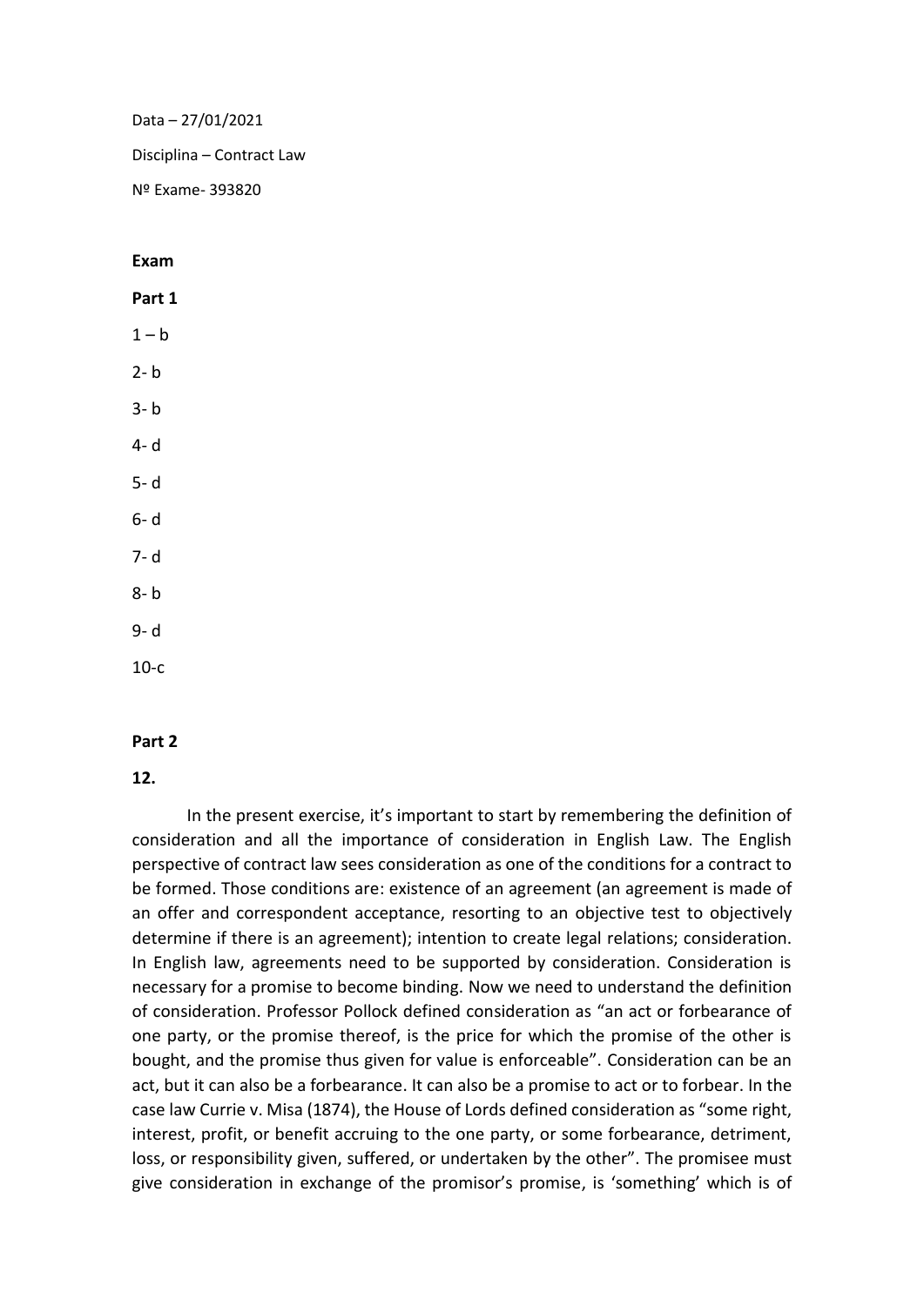Data – 27/01/2021

Disciplina – Contract Law

Nº Exame- 393820

**Exam**

**Part 1**

1 – b

2- b

3- b

4- d

5- d

6- d

7- d

8- b

9- d

10-c

**Part 2**

**12.**

In the present exercise, it's important to start by remembering the definition of consideration and all the importance of consideration in English Law. The English perspective of contract law sees consideration as one of the conditions for a contract to be formed. Those conditions are: existence of an agreement (an agreement is made of an offer and correspondent acceptance, resorting to an objective test to objectively determine if there is an agreement); intention to create legal relations; consideration. In English law, agreements need to be supported by consideration. Consideration is necessary for a promise to become binding. Now we need to understand the definition of consideration. Professor Pollock defined consideration as "an act or forbearance of one party, or the promise thereof, is the price for which the promise of the other is bought, and the promise thus given for value is enforceable". Consideration can be an act, but it can also be a forbearance. It can also be a promise to act or to forbear. In the case law Currie v. Misa (1874), the House of Lords defined consideration as "some right, interest, profit, or benefit accruing to the one party, or some forbearance, detriment, loss, or responsibility given, suffered, or undertaken by the other". The promisee must give consideration in exchange of the promisor's promise, is 'something' which is of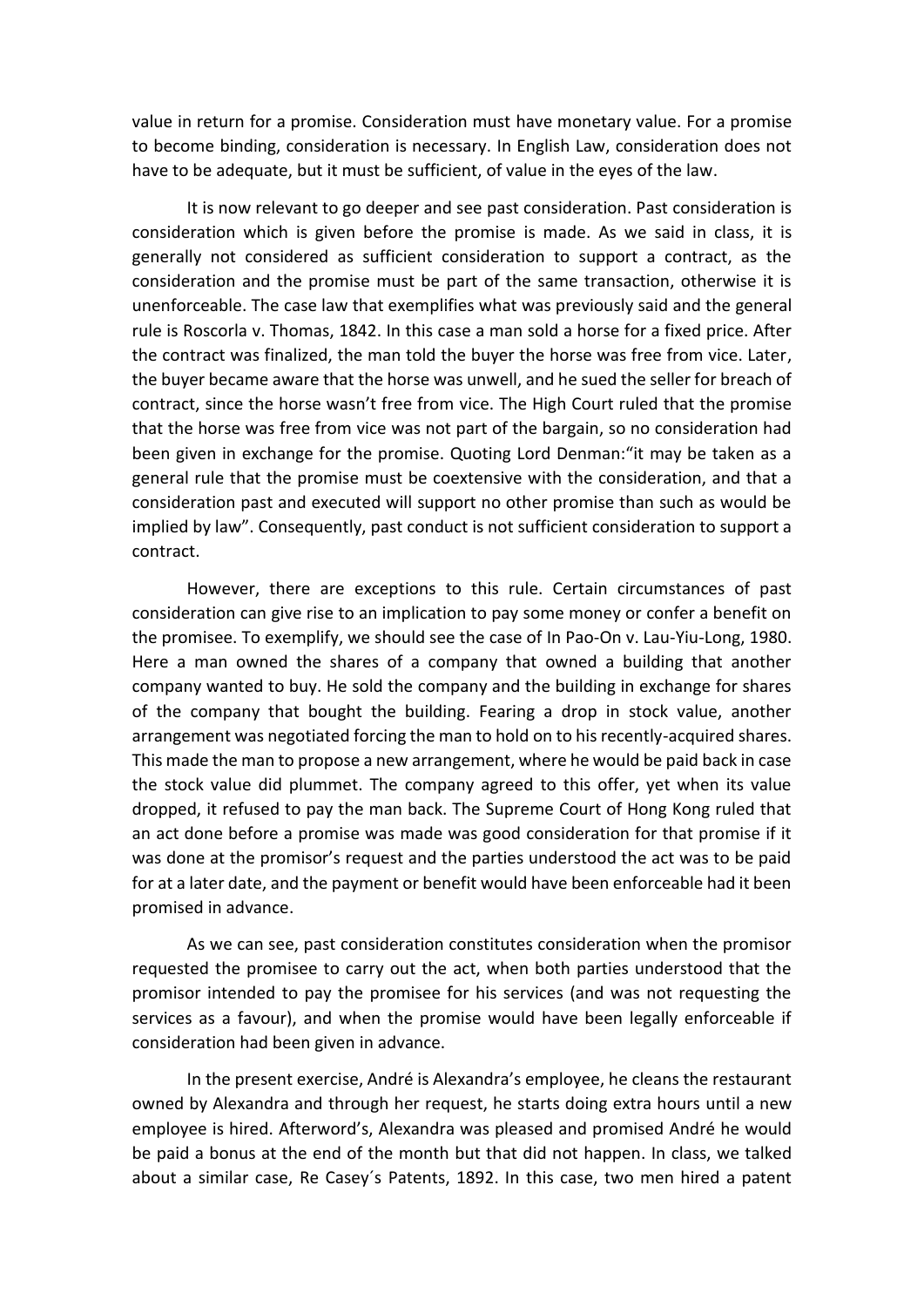value in return for a promise. Consideration must have monetary value. For a promise to become binding, consideration is necessary. In English Law, consideration does not have to be adequate, but it must be sufficient, of value in the eyes of the law.

It is now relevant to go deeper and see past consideration. Past consideration is consideration which is given before the promise is made. As we said in class, it is generally not considered as sufficient consideration to support a contract, as the consideration and the promise must be part of the same transaction, otherwise it is unenforceable. The case law that exemplifies what was previously said and the general rule is Roscorla v. Thomas, 1842. In this case a man sold a horse for a fixed price. After the contract was finalized, the man told the buyer the horse was free from vice. Later, the buyer became aware that the horse was unwell, and he sued the seller for breach of contract, since the horse wasn't free from vice. The High Court ruled that the promise that the horse was free from vice was not part of the bargain, so no consideration had been given in exchange for the promise. Quoting Lord Denman:"it may be taken as a general rule that the promise must be coextensive with the consideration, and that a consideration past and executed will support no other promise than such as would be implied by law". Consequently, past conduct is not sufficient consideration to support a contract.

However, there are exceptions to this rule. Certain circumstances of past consideration can give rise to an implication to pay some money or confer a benefit on the promisee. To exemplify, we should see the case of In Pao-On v. Lau-Yiu-Long, 1980. Here a man owned the shares of a company that owned a building that another company wanted to buy. He sold the company and the building in exchange for shares of the company that bought the building. Fearing a drop in stock value, another arrangement was negotiated forcing the man to hold on to his recently-acquired shares. This made the man to propose a new arrangement, where he would be paid back in case the stock value did plummet. The company agreed to this offer, yet when its value dropped, it refused to pay the man back. The Supreme Court of Hong Kong ruled that an act done before a promise was made was good consideration for that promise if it was done at the promisor's request and the parties understood the act was to be paid for at a later date, and the payment or benefit would have been enforceable had it been promised in advance.

As we can see, past consideration constitutes consideration when the promisor requested the promisee to carry out the act, when both parties understood that the promisor intended to pay the promisee for his services (and was not requesting the services as a favour), and when the promise would have been legally enforceable if consideration had been given in advance.

In the present exercise, André is Alexandra's employee, he cleans the restaurant owned by Alexandra and through her request, he starts doing extra hours until a new employee is hired. Afterword's, Alexandra was pleased and promised André he would be paid a bonus at the end of the month but that did not happen. In class, we talked about a similar case, Re Casey´s Patents, 1892. In this case, two men hired a patent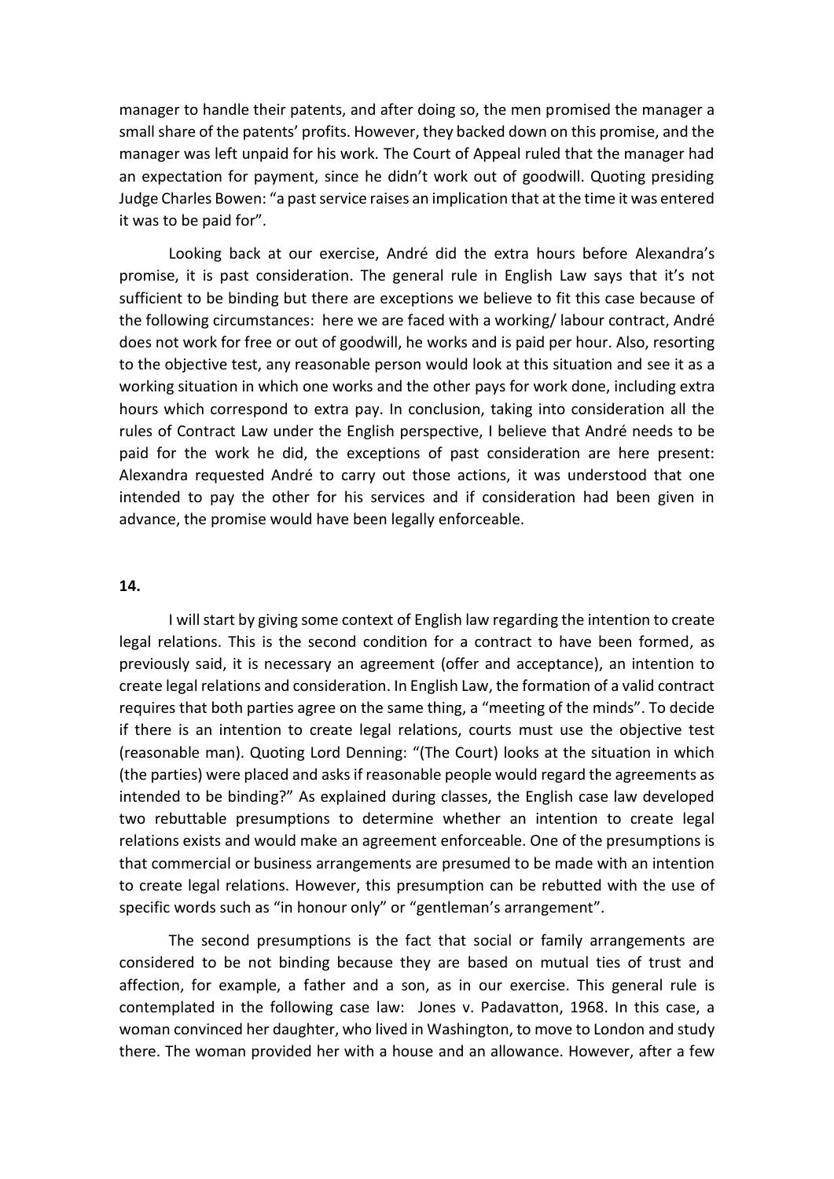manager to handle their patents, and after doing so, the men promised the manager a small share of the patents' profits. However, they backed down on this promise, and the manager was left unpaid for his work. The Court of Appeal ruled that the manager had an expectation for payment, since he didn't work out of goodwill. Quoting presiding Judge Charles Bowen: "a past service raises an implication that at the time it was entered it was to be paid for".

Looking back at our exercise, André did the extra hours before Alexandra's promise, it is past consideration. The general rule in English Law says that it's not sufficient to be binding but there are exceptions we believe to fit this case because of the following circumstances: here we are faced with a working/ labour contract, André does not work for free or out of goodwill, he works and is paid per hour. Also, resorting to the objective test, any reasonable person would look at this situation and see it as a working situation in which one works and the other pays for work done, including extra hours which correspond to extra pay. In conclusion, taking into consideration all the rules of Contract Law under the English perspective, I believe that André needs to be paid for the work he did, the exceptions of past consideration are here present: Alexandra requested André to carry out those actions, it was understood that one intended to pay the other for his services and if consideration had been given in advance, the promise would have been legally enforceable.

**14.**

I will start by giving some context of English law regarding the intention to create legal relations. This is the second condition for a contract to have been formed, as previously said, it is necessary an agreement (offer and acceptance), an intention to create legal relations and consideration. In English Law, the formation of a valid contract requires that both parties agree on the same thing, a "meeting of the minds". To decide if there is an intention to create legal relations, courts must use the objective test (reasonable man). Quoting Lord Denning: "(The Court) looks at the situation in which (the parties) were placed and asks if reasonable people would regard the agreements as intended to be binding?" As explained during classes, the English case law developed two rebuttable presumptions to determine whether an intention to create legal relations exists and would make an agreement enforceable. One of the presumptions is that commercial or business arrangements are presumed to be made with an intention to create legal relations. However, this presumption can be rebutted with the use of specific words such as "in honour only" or "gentleman's arrangement".

The second presumptions is the fact that social or family arrangements are considered to be not binding because they are based on mutual ties of trust and affection, for example, a father and a son, as in our exercise. This general rule is contemplated in the following case law: Jones v. Padavatton, 1968. In this case, a woman convinced her daughter, who lived in Washington, to move to London and study there. The woman provided her with a house and an allowance. However, after a few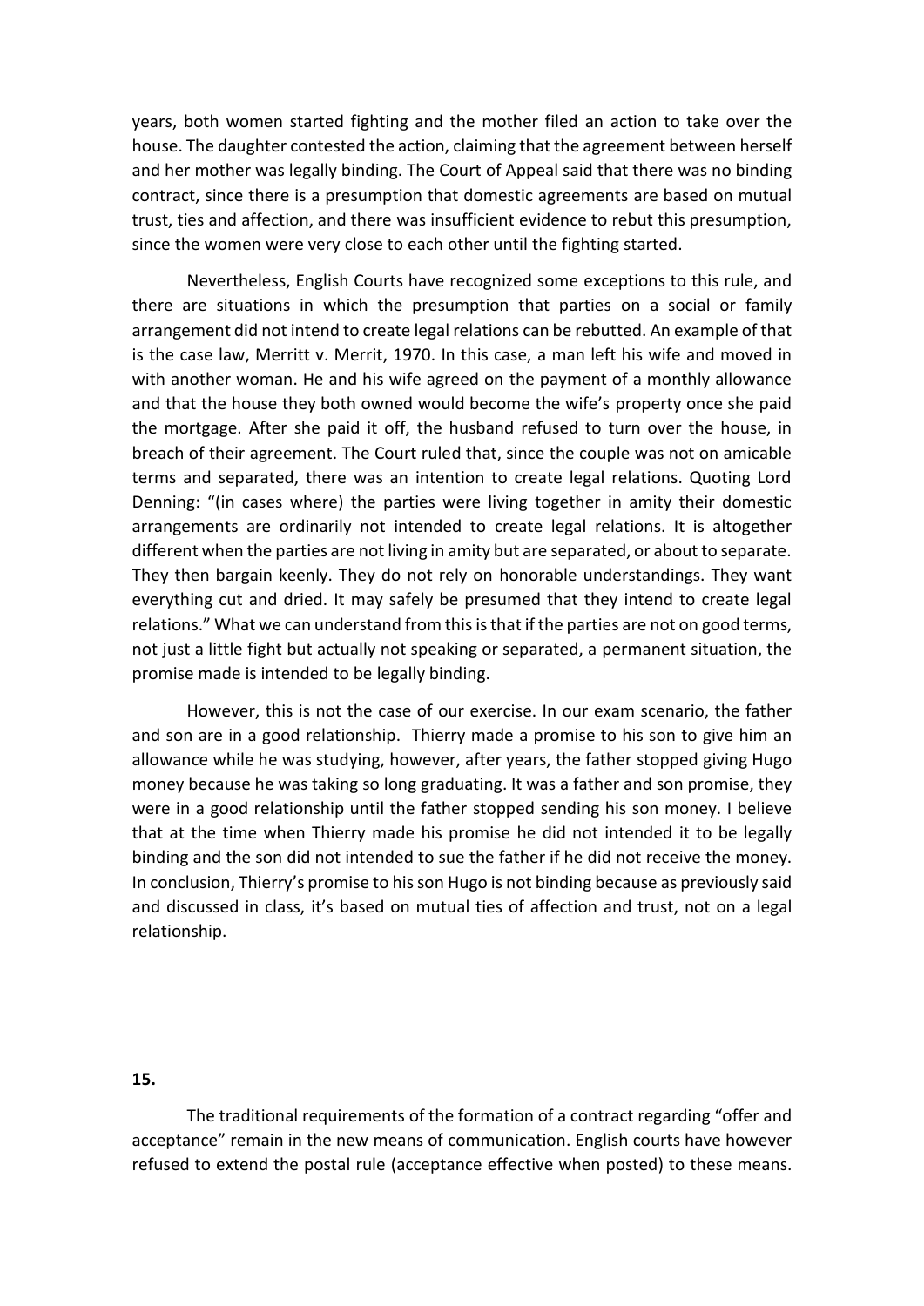years, both women started fighting and the mother filed an action to take over the house. The daughter contested the action, claiming that the agreement between herself and her mother was legally binding. The Court of Appeal said that there was no binding contract, since there is a presumption that domestic agreements are based on mutual trust, ties and affection, and there was insufficient evidence to rebut this presumption, since the women were very close to each other until the fighting started.

Nevertheless, English Courts have recognized some exceptions to this rule, and there are situations in which the presumption that parties on a social or family arrangement did not intend to create legal relations can be rebutted. An example of that is the case law, Merritt v. Merrit, 1970. In this case, a man left his wife and moved in with another woman. He and his wife agreed on the payment of a monthly allowance and that the house they both owned would become the wife's property once she paid the mortgage. After she paid it off, the husband refused to turn over the house, in breach of their agreement. The Court ruled that, since the couple was not on amicable terms and separated, there was an intention to create legal relations. Quoting Lord Denning: "(in cases where) the parties were living together in amity their domestic arrangements are ordinarily not intended to create legal relations. It is altogether different when the parties are not living in amity but are separated, or about to separate. They then bargain keenly. They do not rely on honorable understandings. They want everything cut and dried. It may safely be presumed that they intend to create legal relations." What we can understand from this is that if the parties are not on good terms, not just a little fight but actually not speaking or separated, a permanent situation, the promise made is intended to be legally binding.

However, this is not the case of our exercise. In our exam scenario, the father and son are in a good relationship. Thierry made a promise to his son to give him an allowance while he was studying, however, after years, the father stopped giving Hugo money because he was taking so long graduating. It was a father and son promise, they were in a good relationship until the father stopped sending his son money. I believe that at the time when Thierry made his promise he did not intended it to be legally binding and the son did not intended to sue the father if he did not receive the money. In conclusion, Thierry's promise to his son Hugo is not binding because as previously said and discussed in class, it's based on mutual ties of affection and trust, not on a legal relationship.

**15.**

The traditional requirements of the formation of a contract regarding "offer and acceptance" remain in the new means of communication. English courts have however refused to extend the postal rule (acceptance effective when posted) to these means.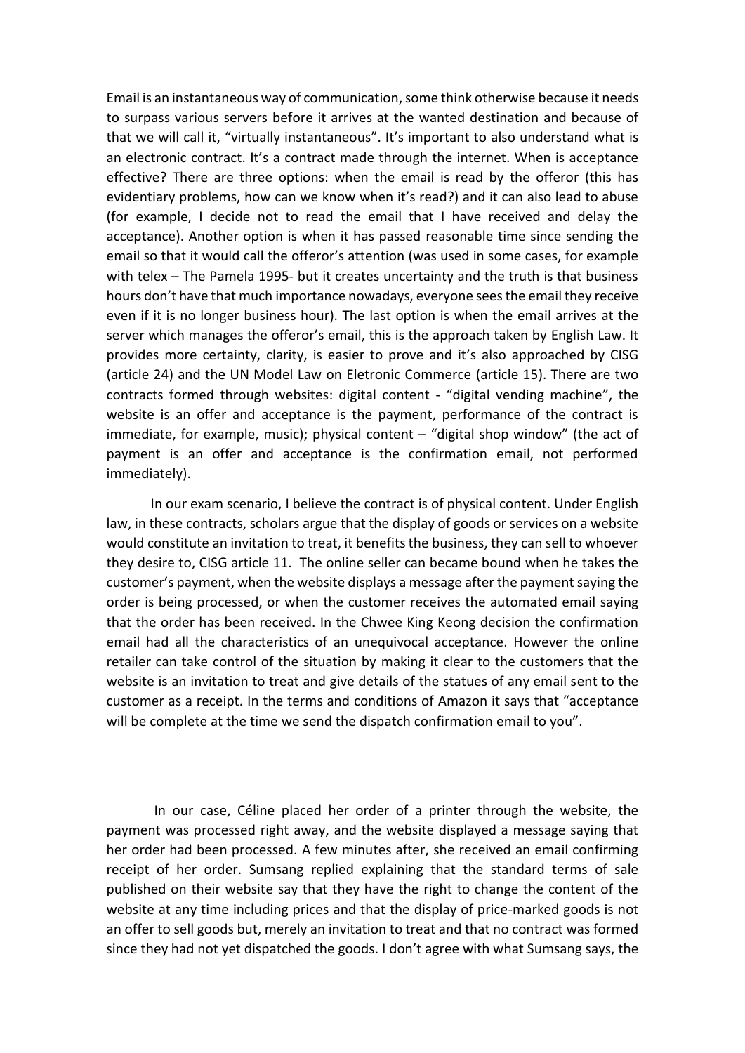Email is an instantaneous way of communication, some think otherwise because it needs to surpass various servers before it arrives at the wanted destination and because of that we will call it, "virtually instantaneous". It's important to also understand what is an electronic contract. It's a contract made through the internet. When is acceptance effective? There are three options: when the email is read by the offeror (this has evidentiary problems, how can we know when it's read?) and it can also lead to abuse (for example, I decide not to read the email that I have received and delay the acceptance). Another option is when it has passed reasonable time since sending the email so that it would call the offeror's attention (was used in some cases, for example with telex – The Pamela 1995- but it creates uncertainty and the truth is that business hours don't have that much importance nowadays, everyone sees the email they receive even if it is no longer business hour). The last option is when the email arrives at the server which manages the offeror's email, this is the approach taken by English Law. It provides more certainty, clarity, is easier to prove and it's also approached by CISG (article 24) and the UN Model Law on Eletronic Commerce (article 15). There are two contracts formed through websites: digital content - "digital vending machine", the website is an offer and acceptance is the payment, performance of the contract is immediate, for example, music); physical content – "digital shop window" (the act of payment is an offer and acceptance is the confirmation email, not performed immediately).

In our exam scenario, I believe the contract is of physical content. Under English law, in these contracts, scholars argue that the display of goods or services on a website would constitute an invitation to treat, it benefits the business, they can sell to whoever they desire to, CISG article 11. The online seller can became bound when he takes the customer's payment, when the website displays a message after the payment saying the order is being processed, or when the customer receives the automated email saying that the order has been received. In the Chwee King Keong decision the confirmation email had all the characteristics of an unequivocal acceptance. However the online retailer can take control of the situation by making it clear to the customers that the website is an invitation to treat and give details of the statues of any email sent to the customer as a receipt. In the terms and conditions of Amazon it says that "acceptance will be complete at the time we send the dispatch confirmation email to you".

In our case, Céline placed her order of a printer through the website, the payment was processed right away, and the website displayed a message saying that her order had been processed. A few minutes after, she received an email confirming receipt of her order. Sumsang replied explaining that the standard terms of sale published on their website say that they have the right to change the content of the website at any time including prices and that the display of price-marked goods is not an offer to sell goods but, merely an invitation to treat and that no contract was formed since they had not yet dispatched the goods. I don't agree with what Sumsang says, the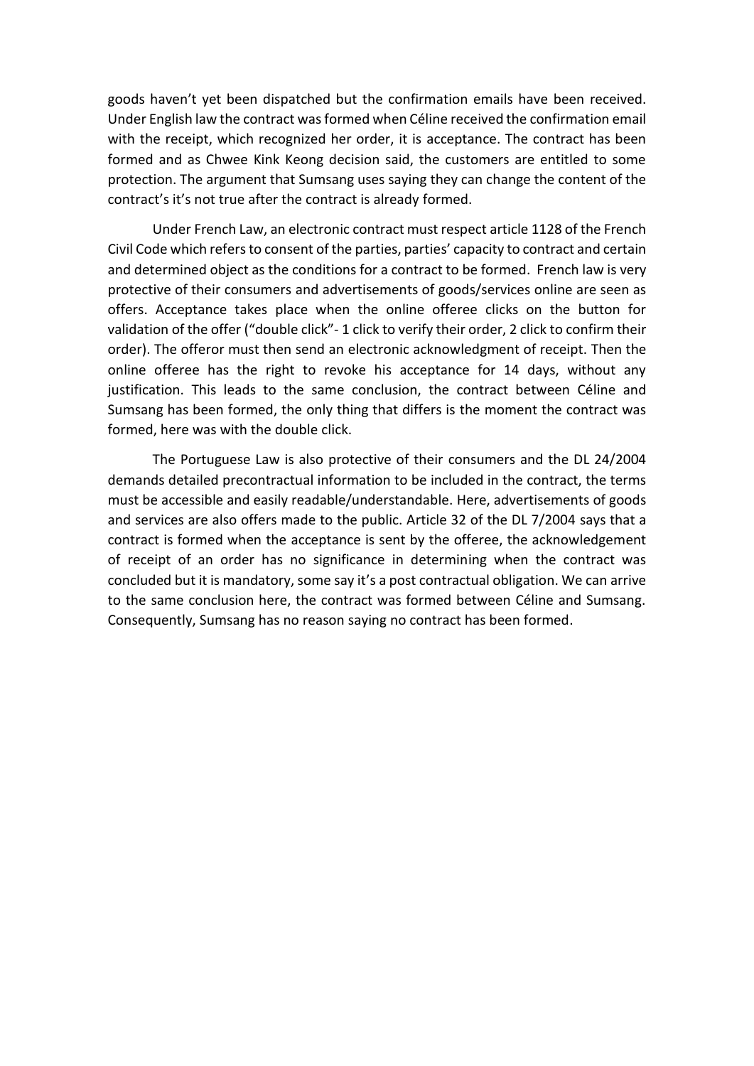goods haven't yet been dispatched but the confirmation emails have been received. Under English law the contract was formed when Céline received the confirmation email with the receipt, which recognized her order, it is acceptance. The contract has been formed and as Chwee Kink Keong decision said, the customers are entitled to some protection. The argument that Sumsang uses saying they can change the content of the contract's it's not true after the contract is already formed.

Under French Law, an electronic contract must respect article 1128 of the French Civil Code which refers to consent of the parties, parties' capacity to contract and certain and determined object as the conditions for a contract to be formed. French law is very protective of their consumers and advertisements of goods/services online are seen as offers. Acceptance takes place when the online offeree clicks on the button for validation of the offer ("double click"- 1 click to verify their order, 2 click to confirm their order). The offeror must then send an electronic acknowledgment of receipt. Then the online offeree has the right to revoke his acceptance for 14 days, without any justification. This leads to the same conclusion, the contract between Céline and Sumsang has been formed, the only thing that differs is the moment the contract was formed, here was with the double click.

The Portuguese Law is also protective of their consumers and the DL 24/2004 demands detailed precontractual information to be included in the contract, the terms must be accessible and easily readable/understandable. Here, advertisements of goods and services are also offers made to the public. Article 32 of the DL 7/2004 says that a contract is formed when the acceptance is sent by the offeree, the acknowledgement of receipt of an order has no significance in determining when the contract was concluded but it is mandatory, some say it's a post contractual obligation. We can arrive to the same conclusion here, the contract was formed between Céline and Sumsang. Consequently, Sumsang has no reason saying no contract has been formed.